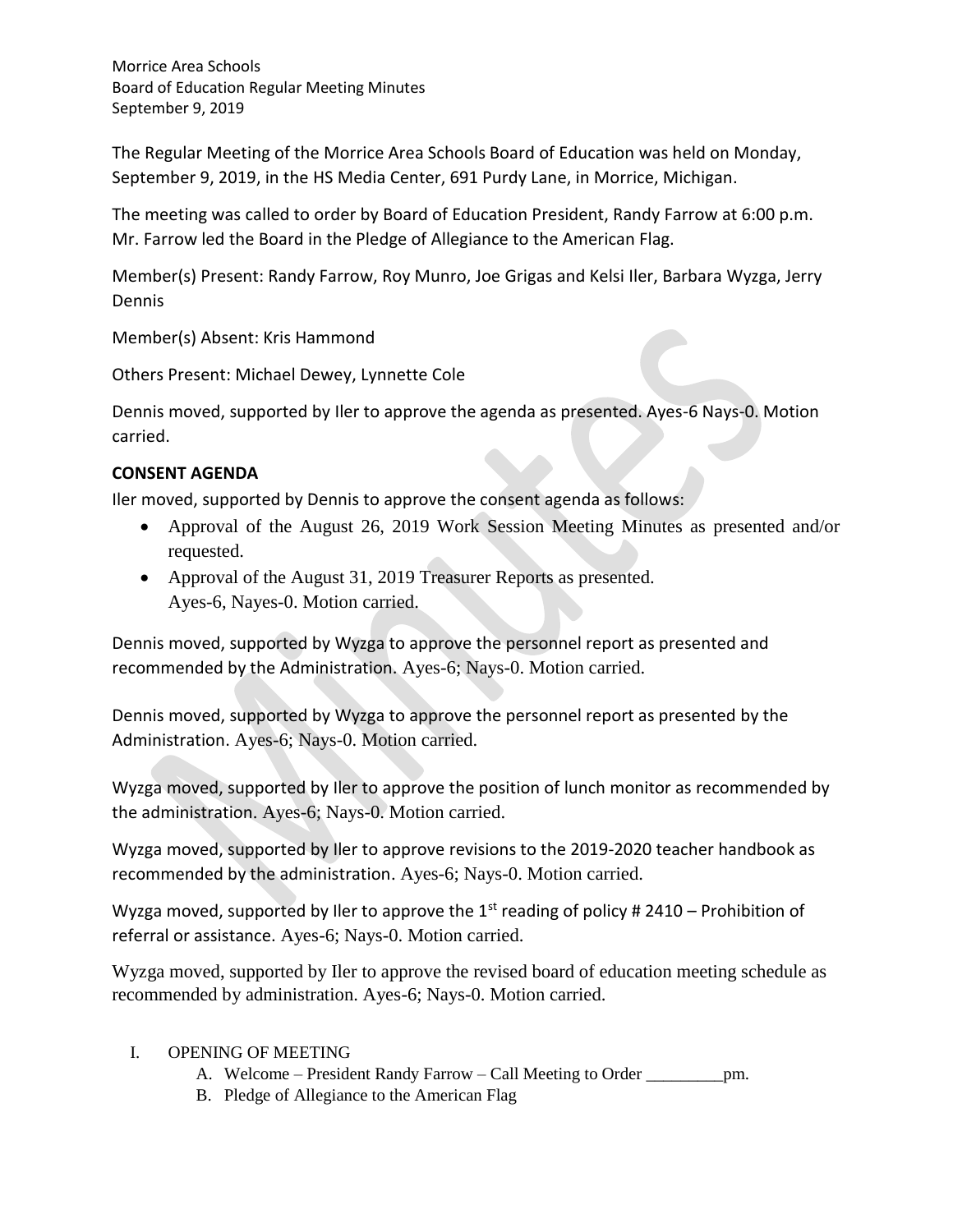Morrice Area Schools
Board of Education Regular Meeting Minutes
September 9, 2019

The Regular Meeting of the Morrice Area Schools Board of Education was held on Monday, September 9, 2019, in the HS Media Center, 691 Purdy Lane, in Morrice, Michigan.

The meeting was called to order by Board of Education President, Randy Farrow at 6:00 p.m. Mr. Farrow led the Board in the Pledge of Allegiance to the American Flag.

Member(s) Present: Randy Farrow, Roy Munro, Joe Grigas and Kelsi Iler, Barbara Wyzga, Jerry Dennis

Member(s) Absent: Kris Hammond

Others Present: Michael Dewey, Lynnette Cole

Dennis moved, supported by Iler to approve the agenda as presented. Ayes-6 Nays-0. Motion carried.

**CONSENT AGENDA**

Iler moved, supported by Dennis to approve the consent agenda as follows:

- Approval of the August 26, 2019 Work Session Meeting Minutes as presented and/or requested.
- Approval of the August 31, 2019 Treasurer Reports as presented.
  Ayes-6, Nayes-0. Motion carried.

Dennis moved, supported by Wyzga to approve the personnel report as presented and recommended by the Administration. Ayes-6; Nays-0. Motion carried.

Dennis moved, supported by Wyzga to approve the personnel report as presented by the Administration. Ayes-6; Nays-0. Motion carried.

Wyzga moved, supported by Iler to approve the position of lunch monitor as recommended by the administration. Ayes-6; Nays-0. Motion carried.

Wyzga moved, supported by Iler to approve revisions to the 2019-2020 teacher handbook as recommended by the administration. Ayes-6; Nays-0. Motion carried.

Wyzga moved, supported by Iler to approve the 1st reading of policy # 2410 – Prohibition of referral or assistance. Ayes-6; Nays-0. Motion carried.

Wyzga moved, supported by Iler to approve the revised board of education meeting schedule as recommended by administration. Ayes-6; Nays-0. Motion carried.

I. OPENING OF MEETING
   A. Welcome – President Randy Farrow – Call Meeting to Order _________pm.
   B. Pledge of Allegiance to the American Flag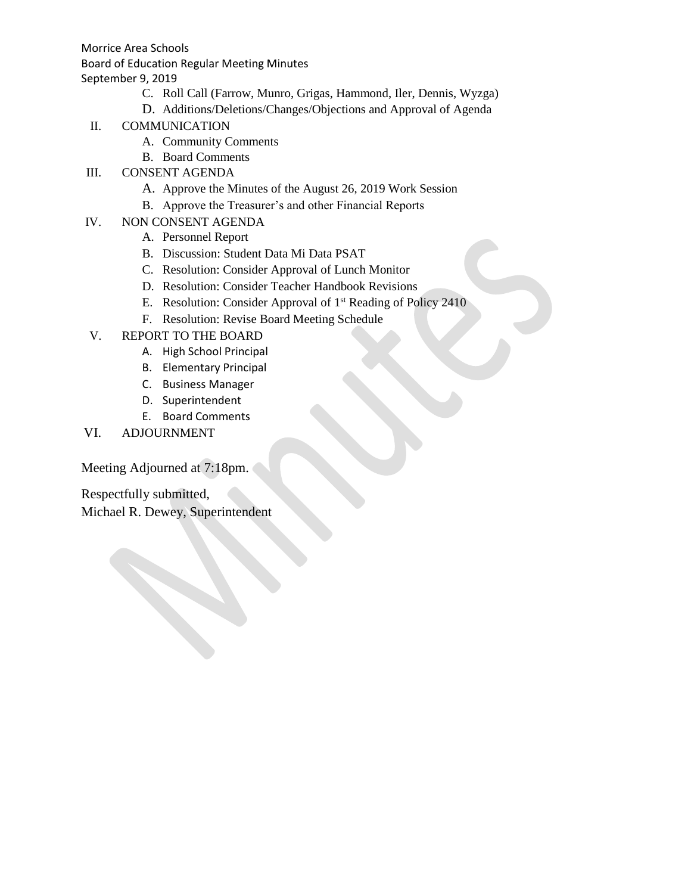C. Roll Call (Farrow, Munro, Grigas, Hammond, Iler, Dennis, Wyzga)

D. Additions/Deletions/Changes/Objections and Approval of Agenda

II. COMMUNICATION

A. Community Comments

B. Board Comments

III. CONSENT AGENDA

A. Approve the Minutes of the August 26, 2019 Work Session

B. Approve the Treasurer's and other Financial Reports

IV. NON CONSENT AGENDA

A. Personnel Report

B. Discussion: Student Data Mi Data PSAT

C. Resolution: Consider Approval of Lunch Monitor

D. Resolution: Consider Teacher Handbook Revisions

E. Resolution: Consider Approval of 1st Reading of Policy 2410

F. Resolution: Revise Board Meeting Schedule

V. REPORT TO THE BOARD

A. High School Principal

B. Elementary Principal

C. Business Manager

D. Superintendent

E. Board Comments

VI. ADJOURNMENT

Meeting Adjourned at 7:18pm.

Respectfully submitted,
Michael R. Dewey, Superintendent